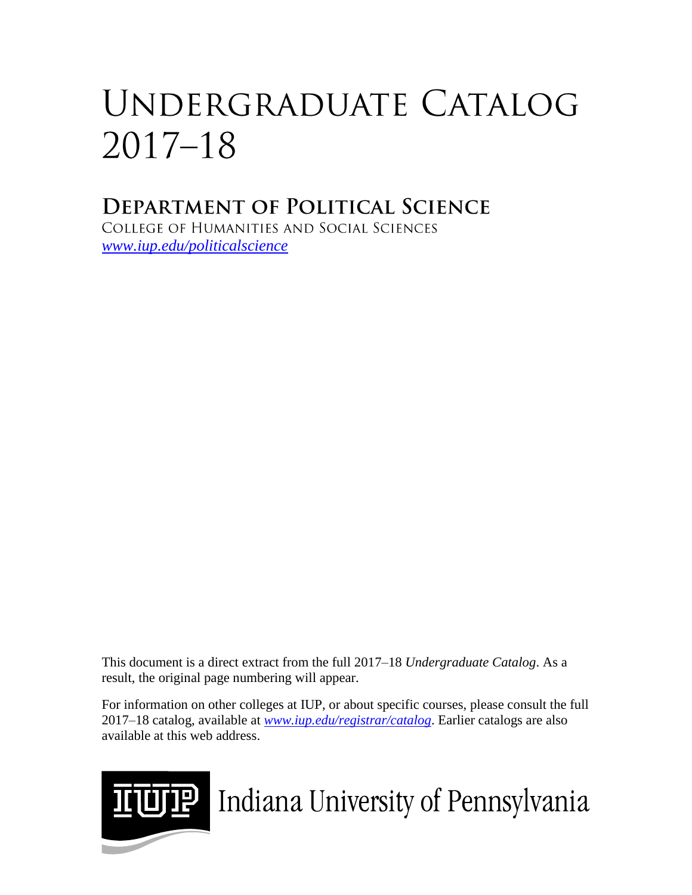# Undergraduate Catalog 2017–18

## Department of Political Science

College of Humanities and Social Sciences

*www.iup.edu/politicalscience*

This document is a direct extract from the full 2017–18 *Undergraduate Catalog*. As a result, the original page numbering will appear.

For information on other colleges at IUP, or about specific courses, please consult the full 2017–18 catalog, available at *www.iup.edu/registrar/catalog*. Earlier catalogs are also available at this web address.

IUP Indiana University of Pennsylvania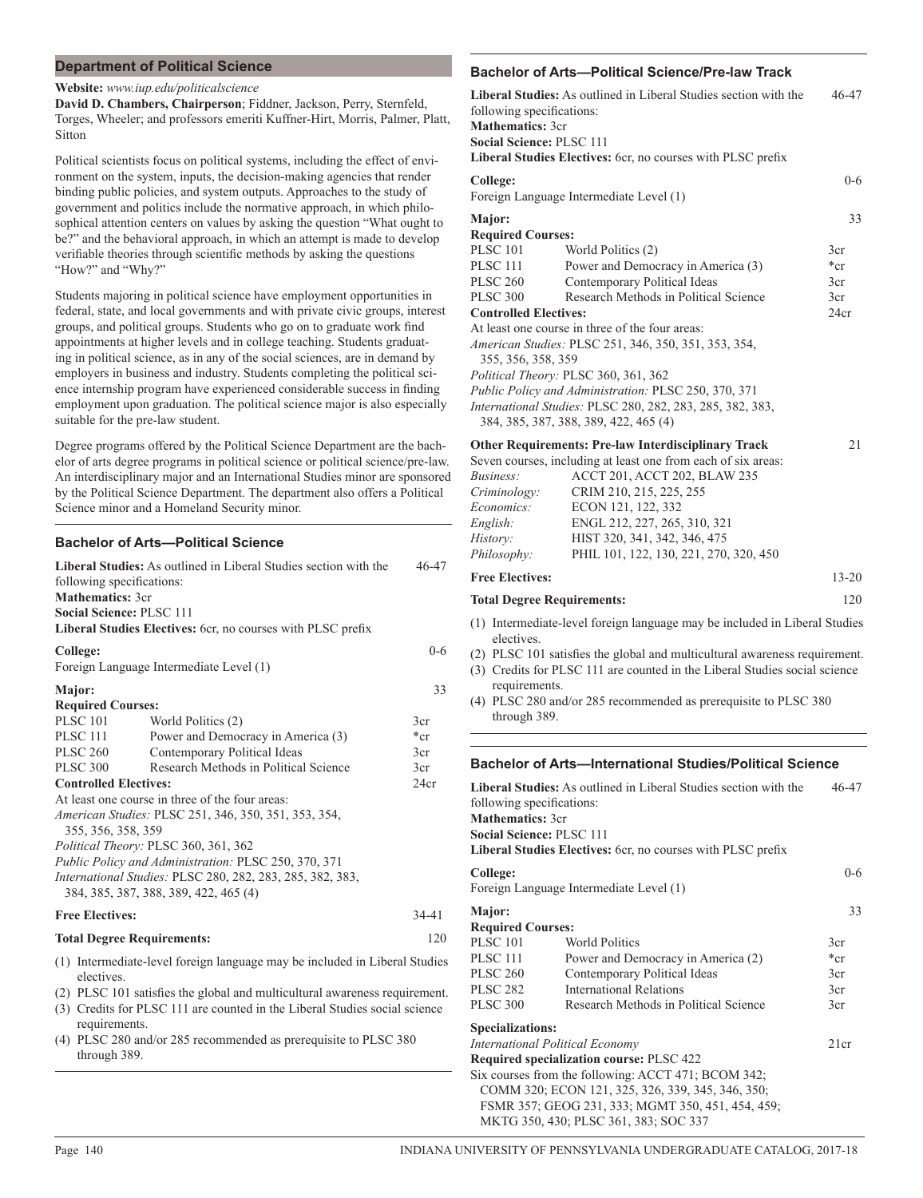## Department of Political Science

**Website:** *www.iup.edu/politicalscience*

**David D. Chambers, Chairperson**; Fiddner, Jackson, Perry, Sternfeld, Torges, Wheeler; and professors emeriti Kuffner-Hirt, Morris, Palmer, Platt, Sitton

Political scientists focus on political systems, including the effect of environment on the system, inputs, the decision-making agencies that render binding public policies, and system outputs. Approaches to the study of government and politics include the normative approach, in which philosophical attention centers on values by asking the question "What ought to be?" and the behavioral approach, in which an attempt is made to develop verifiable theories through scientific methods by asking the questions "How?" and "Why?"

Students majoring in political science have employment opportunities in federal, state, and local governments and with private civic groups, interest groups, and political groups. Students who go on to graduate work find appointments at higher levels and in college teaching. Students graduating in political science, as in any of the social sciences, are in demand by employers in business and industry. Students completing the political science internship program have experienced considerable success in finding employment upon graduation. The political science major is also especially suitable for the pre-law student.

Degree programs offered by the Political Science Department are the bachelor of arts degree programs in political science or political science/pre-law. An interdisciplinary major and an International Studies minor are sponsored by the Political Science Department. The department also offers a Political Science minor and a Homeland Security minor.

### Bachelor of Arts—Political Science

**Liberal Studies:** As outlined in Liberal Studies section with the following specifications: 46-47

**Mathematics:** 3cr

**Social Science:** PLSC 111

**Liberal Studies Electives:** 6cr, no courses with PLSC prefix

**College:** 0-6

Foreign Language Intermediate Level (1)

**Major:** 33

**Required Courses:**

| | | |
|---|---|---|
| PLSC 101 | World Politics (2) | 3cr |
| PLSC 111 | Power and Democracy in America (3) | *cr |
| PLSC 260 | Contemporary Political Ideas | 3cr |
| PLSC 300 | Research Methods in Political Science | 3cr |

**Controlled Electives:** 24cr

At least one course in three of the four areas:

*American Studies:* PLSC 251, 346, 350, 351, 353, 354, 355, 356, 358, 359

*Political Theory:* PLSC 360, 361, 362

*Public Policy and Administration:* PLSC 250, 370, 371

*International Studies:* PLSC 280, 282, 283, 285, 382, 383, 384, 385, 387, 388, 389, 422, 465 (4)

**Free Electives:** 34-41

**Total Degree Requirements:** 120

(1) Intermediate-level foreign language may be included in Liberal Studies electives.

(2) PLSC 101 satisfies the global and multicultural awareness requirement.

(3) Credits for PLSC 111 are counted in the Liberal Studies social science requirements.

(4) PLSC 280 and/or 285 recommended as prerequisite to PLSC 380 through 389.

### Bachelor of Arts—Political Science/Pre-law Track

**Liberal Studies:** As outlined in Liberal Studies section with the following specifications: 46-47

**Mathematics:** 3cr

**Social Science:** PLSC 111

**Liberal Studies Electives:** 6cr, no courses with PLSC prefix

**College:** 0-6

Foreign Language Intermediate Level (1)

**Major:** 33

**Required Courses:**

| | | |
|---|---|---|
| PLSC 101 | World Politics (2) | 3cr |
| PLSC 111 | Power and Democracy in America (3) | *cr |
| PLSC 260 | Contemporary Political Ideas | 3cr |
| PLSC 300 | Research Methods in Political Science | 3cr |

**Controlled Electives:** 24cr

At least one course in three of the four areas:

*American Studies:* PLSC 251, 346, 350, 351, 353, 354, 355, 356, 358, 359

*Political Theory:* PLSC 360, 361, 362

*Public Policy and Administration:* PLSC 250, 370, 371

*International Studies:* PLSC 280, 282, 283, 285, 382, 383, 384, 385, 387, 388, 389, 422, 465 (4)

**Other Requirements: Pre-law Interdisciplinary Track** 21

Seven courses, including at least one from each of six areas:

| | |
|---|---|
| *Business:* | ACCT 201, ACCT 202, BLAW 235 |
| *Criminology:* | CRIM 210, 215, 225, 255 |
| *Economics:* | ECON 121, 122, 332 |
| *English:* | ENGL 212, 227, 265, 310, 321 |
| *History:* | HIST 320, 341, 342, 346, 475 |
| *Philosophy:* | PHIL 101, 122, 130, 221, 270, 320, 450 |

**Free Electives:** 13-20

**Total Degree Requirements:** 120

(1) Intermediate-level foreign language may be included in Liberal Studies electives.

(2) PLSC 101 satisfies the global and multicultural awareness requirement.

(3) Credits for PLSC 111 are counted in the Liberal Studies social science requirements.

(4) PLSC 280 and/or 285 recommended as prerequisite to PLSC 380 through 389.

### Bachelor of Arts—International Studies/Political Science

**Liberal Studies:** As outlined in Liberal Studies section with the following specifications: 46-47

**Mathematics:** 3cr

**Social Science:** PLSC 111

**Liberal Studies Electives:** 6cr, no courses with PLSC prefix

**College:** 0-6

Foreign Language Intermediate Level (1)

**Major:** 33

**Required Courses:**

| | | |
|---|---|---|
| PLSC 101 | World Politics | 3cr |
| PLSC 111 | Power and Democracy in America (2) | *cr |
| PLSC 260 | Contemporary Political Ideas | 3cr |
| PLSC 282 | International Relations | 3cr |
| PLSC 300 | Research Methods in Political Science | 3cr |

**Specializations:**

*International Political Economy* 21cr

**Required specialization course:** PLSC 422

Six courses from the following: ACCT 471; BCOM 342; COMM 320; ECON 121, 325, 326, 339, 345, 346, 350; FSMR 357; GEOG 231, 333; MGMT 350, 451, 454, 459; MKTG 350, 430; PLSC 361, 383; SOC 337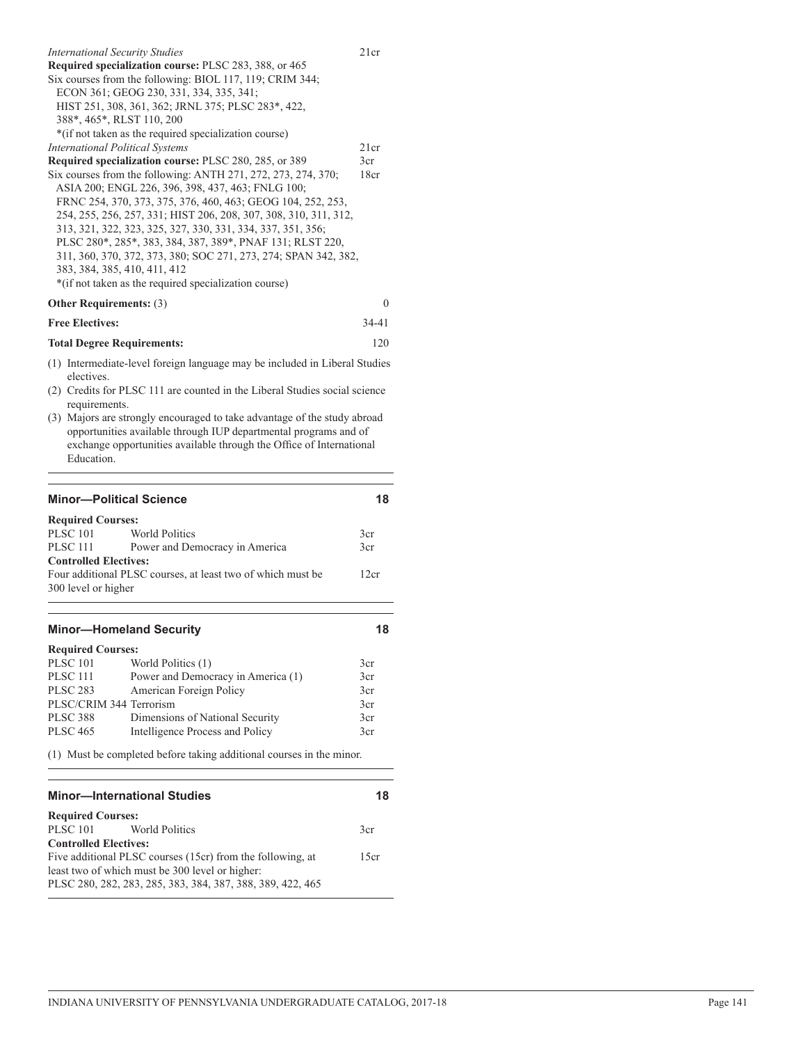*International Security Studies* 21cr

**Required specialization course:** PLSC 283, 388, or 465

Six courses from the following: BIOL 117, 119; CRIM 344; ECON 361; GEOG 230, 331, 334, 335, 341; HIST 251, 308, 361, 362; JRNL 375; PLSC 283*, 422, 388*, 465*, RLST 110, 200

*(if not taken as the required specialization course)

*International Political Systems* 21cr

**Required specialization course:** PLSC 280, 285, or 389 3cr

Six courses from the following: ANTH 271, 272, 273, 274, 370; ASIA 200; ENGL 226, 396, 398, 437, 463; FNLG 100; FRNC 254, 370, 373, 375, 376, 460, 463; GEOG 104, 252, 253, 254, 255, 256, 257, 331; HIST 206, 208, 307, 308, 310, 311, 312, 313, 321, 322, 323, 325, 327, 330, 331, 334, 337, 351, 356; PLSC 280*, 285*, 383, 384, 387, 389*, PNAF 131; RLST 220, 311, 360, 370, 372, 373, 380; SOC 271, 273, 274; SPAN 342, 382, 383, 384, 385, 410, 411, 412 18cr

*(if not taken as the required specialization course)

| | |
|---|---|
| **Other Requirements:** (3) | 0 |
| **Free Electives:** | 34-41 |
| **Total Degree Requirements:** | 120 |

(1) Intermediate-level foreign language may be included in Liberal Studies electives.

(2) Credits for PLSC 111 are counted in the Liberal Studies social science requirements.

(3) Majors are strongly encouraged to take advantage of the study abroad opportunities available through IUP departmental programs and of exchange opportunities available through the Office of International Education.

## Minor—Political Science 18

**Required Courses:**

| | | |
|---|---|---|
| PLSC 101 | World Politics | 3cr |
| PLSC 111 | Power and Democracy in America | 3cr |

**Controlled Electives:**

Four additional PLSC courses, at least two of which must be 300 level or higher 12cr

## Minor—Homeland Security 18

**Required Courses:**

| | | |
|---|---|---|
| PLSC 101 | World Politics (1) | 3cr |
| PLSC 111 | Power and Democracy in America (1) | 3cr |
| PLSC 283 | American Foreign Policy | 3cr |
| PLSC/CRIM 344 | Terrorism | 3cr |
| PLSC 388 | Dimensions of National Security | 3cr |
| PLSC 465 | Intelligence Process and Policy | 3cr |

(1) Must be completed before taking additional courses in the minor.

## Minor—International Studies 18

**Required Courses:**

| | | |
|---|---|---|
| PLSC 101 | World Politics | 3cr |

**Controlled Electives:**

Five additional PLSC courses (15cr) from the following, at least two of which must be 300 level or higher: PLSC 280, 282, 283, 285, 383, 384, 387, 388, 389, 422, 465 15cr